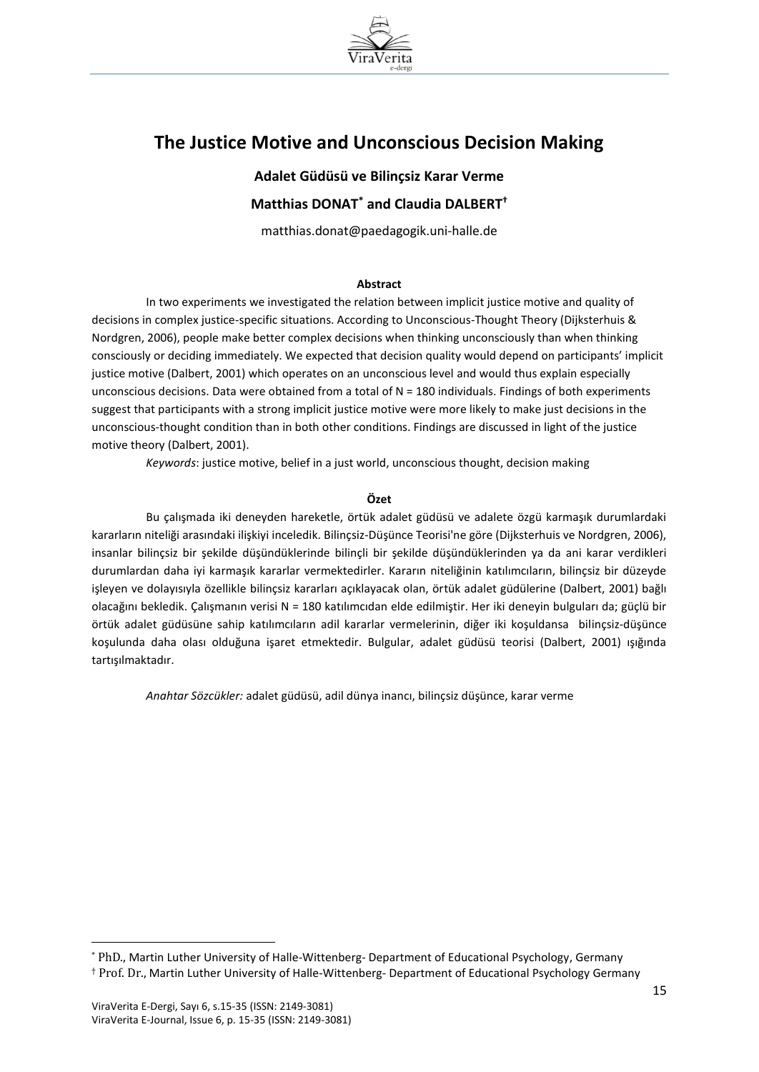# The Justice Motive and Unconscious Decision Making

**Adalet Güdüsü ve Bilinçsiz Karar Verme**

**Matthias DONAT[*] and Claudia DALBERT[†]**

matthias.donat@paedagogik.uni-halle.de

#### Abstract

In two experiments we investigated the relation between implicit justice motive and quality of decisions in complex justice-specific situations. According to Unconscious-Thought Theory (Dijksterhuis & Nordgren, 2006), people make better complex decisions when thinking unconsciously than when thinking consciously or deciding immediately. We expected that decision quality would depend on participants' implicit justice motive (Dalbert, 2001) which operates on an unconscious level and would thus explain especially unconscious decisions. Data were obtained from a total of N = 180 individuals. Findings of both experiments suggest that participants with a strong implicit justice motive were more likely to make just decisions in the unconscious-thought condition than in both other conditions. Findings are discussed in light of the justice motive theory (Dalbert, 2001).

*Keywords*: justice motive, belief in a just world, unconscious thought, decision making

#### Özet

Bu çalışmada iki deneyden hareketle, örtük adalet güdüsü ve adalete özgü karmaşık durumlardaki kararların niteliği arasındaki ilişkiyi inceledik. Bilinçsiz-Düşünce Teorisi'ne göre (Dijksterhuis ve Nordgren, 2006), insanlar bilinçsiz bir şekilde düşündüklerinde bilinçli bir şekilde düşündüklerinden ya da ani karar verdikleri durumlardan daha iyi karmaşık kararlar vermektedirler. Kararın niteliğinin katılımcıların, bilinçsiz bir düzeyde işleyen ve dolayısıyla özellikle bilinçsiz kararları açıklayacak olan, örtük adalet güdülerine (Dalbert, 2001) bağlı olacağını bekledik. Çalışmanın verisi N = 180 katılımcıdan elde edilmiştir. Her iki deneyin bulguları da; güçlü bir örtük adalet güdüsüne sahip katılımcıların adil kararlar vermelerinin, diğer iki koşuldansa bilinçsiz-düşünce koşulunda daha olası olduğuna işaret etmektedir. Bulgular, adalet güdüsü teorisi (Dalbert, 2001) ışığında tartışılmaktadır.

*Anahtar Sözcükler:* adalet güdüsü, adil dünya inancı, bilinçsiz düşünce, karar verme

---

[*] PhD., Martin Luther University of Halle-Wittenberg- Department of Educational Psychology, Germany

[†] Prof. Dr., Martin Luther University of Halle-Wittenberg- Department of Educational Psychology Germany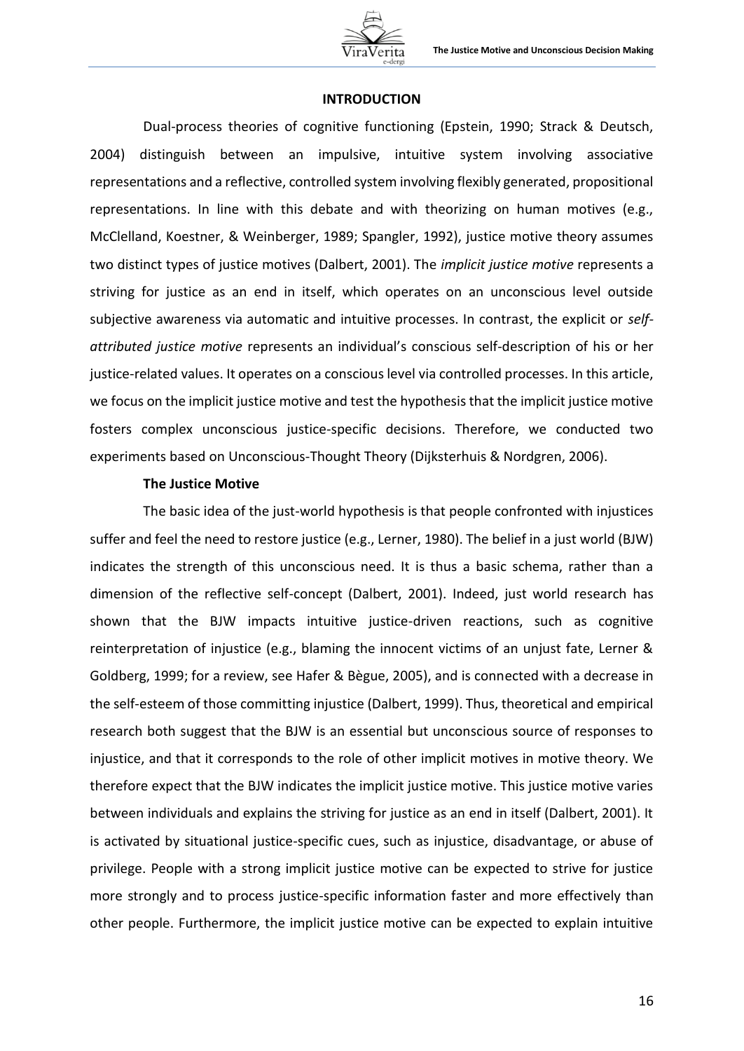## INTRODUCTION

Dual-process theories of cognitive functioning (Epstein, 1990; Strack & Deutsch, 2004) distinguish between an impulsive, intuitive system involving associative representations and a reflective, controlled system involving flexibly generated, propositional representations. In line with this debate and with theorizing on human motives (e.g., McClelland, Koestner, & Weinberger, 1989; Spangler, 1992), justice motive theory assumes two distinct types of justice motives (Dalbert, 2001). The *implicit justice motive* represents a striving for justice as an end in itself, which operates on an unconscious level outside subjective awareness via automatic and intuitive processes. In contrast, the explicit or *self-attributed justice motive* represents an individual's conscious self-description of his or her justice-related values. It operates on a conscious level via controlled processes. In this article, we focus on the implicit justice motive and test the hypothesis that the implicit justice motive fosters complex unconscious justice-specific decisions. Therefore, we conducted two experiments based on Unconscious-Thought Theory (Dijksterhuis & Nordgren, 2006).

### The Justice Motive

The basic idea of the just-world hypothesis is that people confronted with injustices suffer and feel the need to restore justice (e.g., Lerner, 1980). The belief in a just world (BJW) indicates the strength of this unconscious need. It is thus a basic schema, rather than a dimension of the reflective self-concept (Dalbert, 2001). Indeed, just world research has shown that the BJW impacts intuitive justice-driven reactions, such as cognitive reinterpretation of injustice (e.g., blaming the innocent victims of an unjust fate, Lerner & Goldberg, 1999; for a review, see Hafer & Bègue, 2005), and is connected with a decrease in the self-esteem of those committing injustice (Dalbert, 1999). Thus, theoretical and empirical research both suggest that the BJW is an essential but unconscious source of responses to injustice, and that it corresponds to the role of other implicit motives in motive theory. We therefore expect that the BJW indicates the implicit justice motive. This justice motive varies between individuals and explains the striving for justice as an end in itself (Dalbert, 2001). It is activated by situational justice-specific cues, such as injustice, disadvantage, or abuse of privilege. People with a strong implicit justice motive can be expected to strive for justice more strongly and to process justice-specific information faster and more effectively than other people. Furthermore, the implicit justice motive can be expected to explain intuitive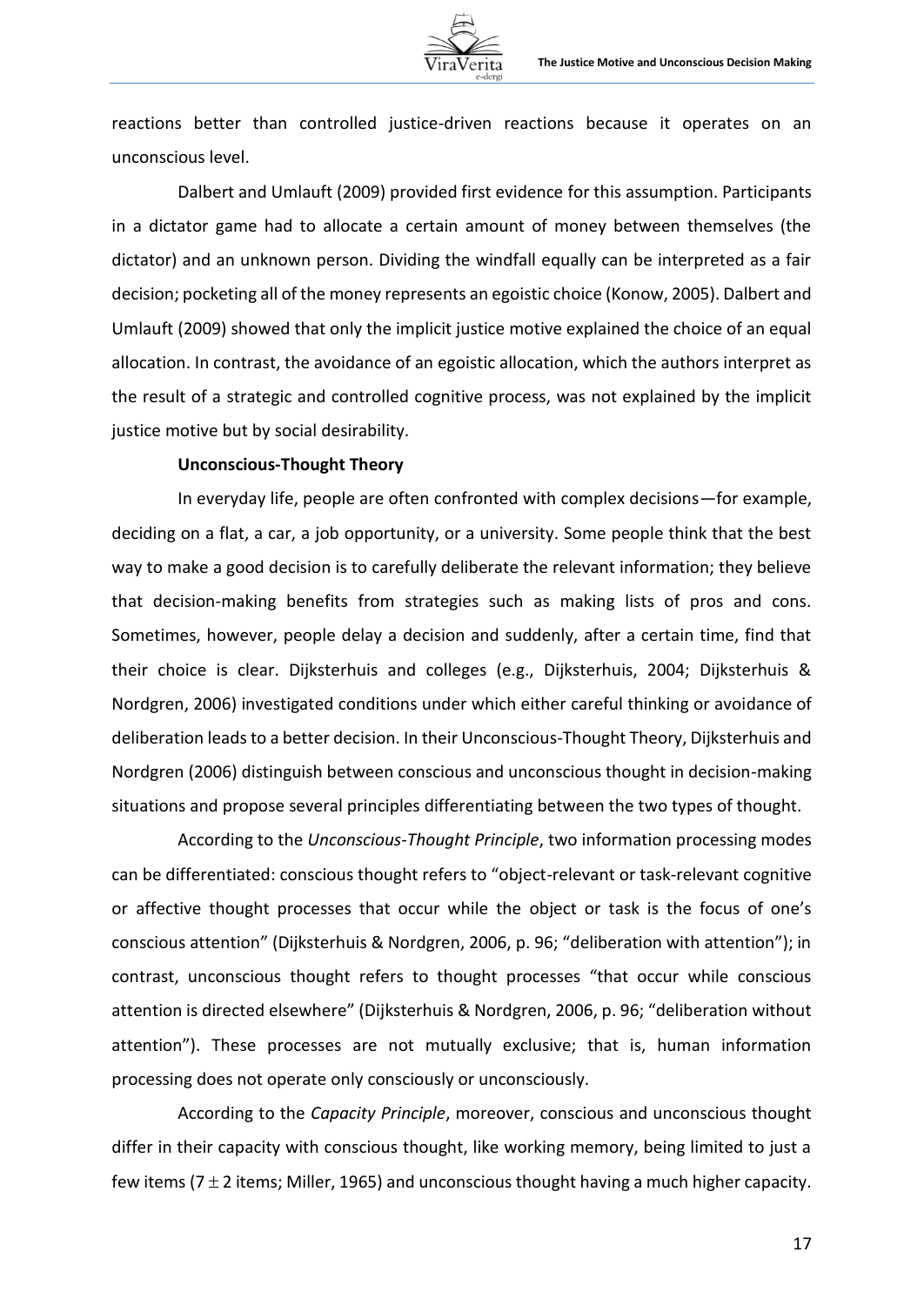reactions better than controlled justice-driven reactions because it operates on an unconscious level.

Dalbert and Umlauft (2009) provided first evidence for this assumption. Participants in a dictator game had to allocate a certain amount of money between themselves (the dictator) and an unknown person. Dividing the windfall equally can be interpreted as a fair decision; pocketing all of the money represents an egoistic choice (Konow, 2005). Dalbert and Umlauft (2009) showed that only the implicit justice motive explained the choice of an equal allocation. In contrast, the avoidance of an egoistic allocation, which the authors interpret as the result of a strategic and controlled cognitive process, was not explained by the implicit justice motive but by social desirability.

**Unconscious-Thought Theory**

In everyday life, people are often confronted with complex decisions—for example, deciding on a flat, a car, a job opportunity, or a university. Some people think that the best way to make a good decision is to carefully deliberate the relevant information; they believe that decision-making benefits from strategies such as making lists of pros and cons. Sometimes, however, people delay a decision and suddenly, after a certain time, find that their choice is clear. Dijksterhuis and colleges (e.g., Dijksterhuis, 2004; Dijksterhuis & Nordgren, 2006) investigated conditions under which either careful thinking or avoidance of deliberation leads to a better decision. In their Unconscious-Thought Theory, Dijksterhuis and Nordgren (2006) distinguish between conscious and unconscious thought in decision-making situations and propose several principles differentiating between the two types of thought.

According to the *Unconscious-Thought Principle*, two information processing modes can be differentiated: conscious thought refers to "object-relevant or task-relevant cognitive or affective thought processes that occur while the object or task is the focus of one's conscious attention" (Dijksterhuis & Nordgren, 2006, p. 96; "deliberation with attention"); in contrast, unconscious thought refers to thought processes "that occur while conscious attention is directed elsewhere" (Dijksterhuis & Nordgren, 2006, p. 96; "deliberation without attention"). These processes are not mutually exclusive; that is, human information processing does not operate only consciously or unconsciously.

According to the *Capacity Principle*, moreover, conscious and unconscious thought differ in their capacity with conscious thought, like working memory, being limited to just a few items ($7 \pm 2$ items; Miller, 1965) and unconscious thought having a much higher capacity.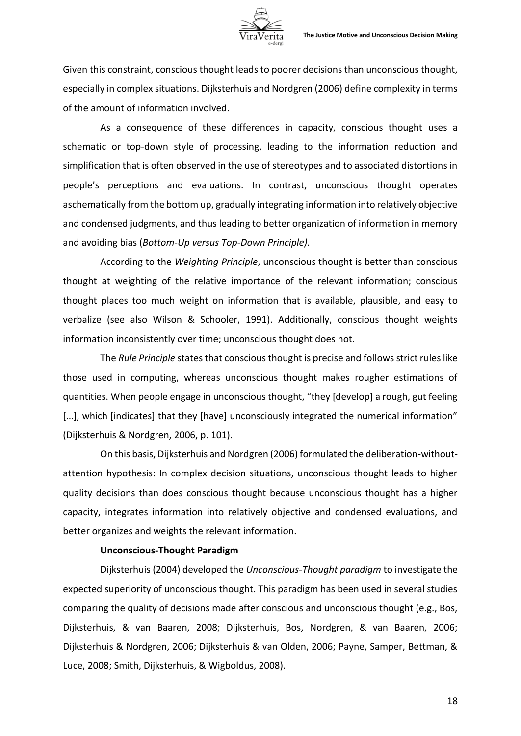Given this constraint, conscious thought leads to poorer decisions than unconscious thought, especially in complex situations. Dijksterhuis and Nordgren (2006) define complexity in terms of the amount of information involved.

As a consequence of these differences in capacity, conscious thought uses a schematic or top-down style of processing, leading to the information reduction and simplification that is often observed in the use of stereotypes and to associated distortions in people's perceptions and evaluations. In contrast, unconscious thought operates aschematically from the bottom up, gradually integrating information into relatively objective and condensed judgments, and thus leading to better organization of information in memory and avoiding bias (*Bottom-Up versus Top-Down Principle)*.

According to the *Weighting Principle*, unconscious thought is better than conscious thought at weighting of the relative importance of the relevant information; conscious thought places too much weight on information that is available, plausible, and easy to verbalize (see also Wilson & Schooler, 1991). Additionally, conscious thought weights information inconsistently over time; unconscious thought does not.

The *Rule Principle* states that conscious thought is precise and follows strict rules like those used in computing, whereas unconscious thought makes rougher estimations of quantities. When people engage in unconscious thought, "they [develop] a rough, gut feeling […], which [indicates] that they [have] unconsciously integrated the numerical information" (Dijksterhuis & Nordgren, 2006, p. 101).

On this basis, Dijksterhuis and Nordgren (2006) formulated the deliberation-without-attention hypothesis: In complex decision situations, unconscious thought leads to higher quality decisions than does conscious thought because unconscious thought has a higher capacity, integrates information into relatively objective and condensed evaluations, and better organizes and weights the relevant information.

### Unconscious-Thought Paradigm

Dijksterhuis (2004) developed the *Unconscious-Thought paradigm* to investigate the expected superiority of unconscious thought. This paradigm has been used in several studies comparing the quality of decisions made after conscious and unconscious thought (e.g., Bos, Dijksterhuis, & van Baaren, 2008; Dijksterhuis, Bos, Nordgren, & van Baaren, 2006; Dijksterhuis & Nordgren, 2006; Dijksterhuis & van Olden, 2006; Payne, Samper, Bettman, & Luce, 2008; Smith, Dijksterhuis, & Wigboldus, 2008).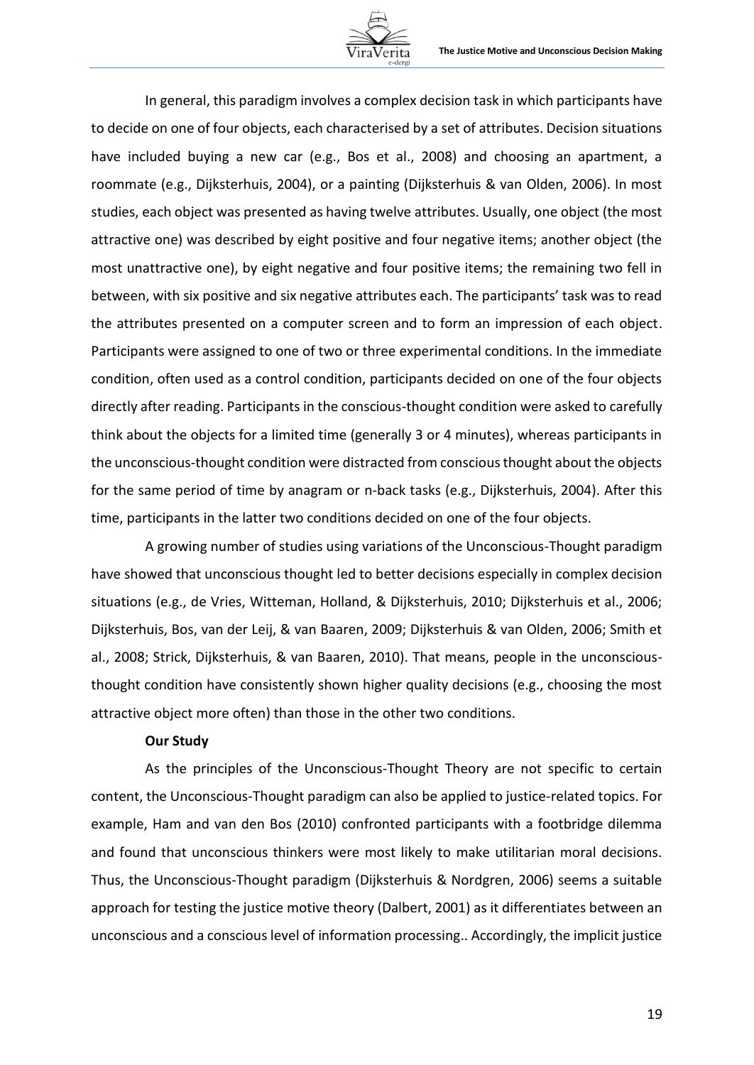In general, this paradigm involves a complex decision task in which participants have to decide on one of four objects, each characterised by a set of attributes. Decision situations have included buying a new car (e.g., Bos et al., 2008) and choosing an apartment, a roommate (e.g., Dijksterhuis, 2004), or a painting (Dijksterhuis & van Olden, 2006). In most studies, each object was presented as having twelve attributes. Usually, one object (the most attractive one) was described by eight positive and four negative items; another object (the most unattractive one), by eight negative and four positive items; the remaining two fell in between, with six positive and six negative attributes each. The participants' task was to read the attributes presented on a computer screen and to form an impression of each object. Participants were assigned to one of two or three experimental conditions. In the immediate condition, often used as a control condition, participants decided on one of the four objects directly after reading. Participants in the conscious-thought condition were asked to carefully think about the objects for a limited time (generally 3 or 4 minutes), whereas participants in the unconscious-thought condition were distracted from conscious thought about the objects for the same period of time by anagram or n-back tasks (e.g., Dijksterhuis, 2004). After this time, participants in the latter two conditions decided on one of the four objects.

A growing number of studies using variations of the Unconscious-Thought paradigm have showed that unconscious thought led to better decisions especially in complex decision situations (e.g., de Vries, Witteman, Holland, & Dijksterhuis, 2010; Dijksterhuis et al., 2006; Dijksterhuis, Bos, van der Leij, & van Baaren, 2009; Dijksterhuis & van Olden, 2006; Smith et al., 2008; Strick, Dijksterhuis, & van Baaren, 2010). That means, people in the unconscious-thought condition have consistently shown higher quality decisions (e.g., choosing the most attractive object more often) than those in the other two conditions.

**Our Study**

As the principles of the Unconscious-Thought Theory are not specific to certain content, the Unconscious-Thought paradigm can also be applied to justice-related topics. For example, Ham and van den Bos (2010) confronted participants with a footbridge dilemma and found that unconscious thinkers were most likely to make utilitarian moral decisions. Thus, the Unconscious-Thought paradigm (Dijksterhuis & Nordgren, 2006) seems a suitable approach for testing the justice motive theory (Dalbert, 2001) as it differentiates between an unconscious and a conscious level of information processing.. Accordingly, the implicit justice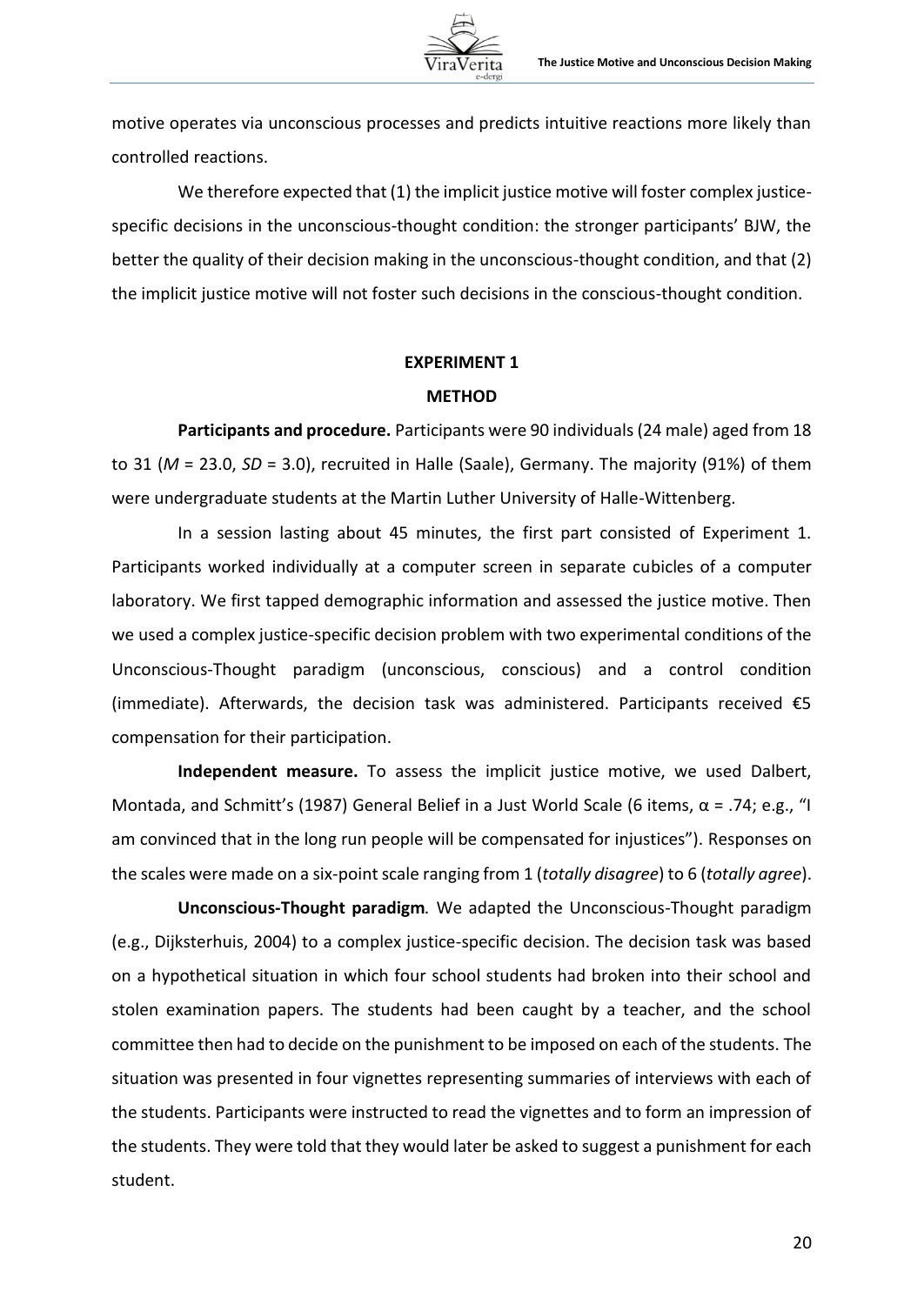motive operates via unconscious processes and predicts intuitive reactions more likely than controlled reactions.

We therefore expected that (1) the implicit justice motive will foster complex justice-specific decisions in the unconscious-thought condition: the stronger participants' BJW, the better the quality of their decision making in the unconscious-thought condition, and that (2) the implicit justice motive will not foster such decisions in the conscious-thought condition.

## EXPERIMENT 1

### METHOD

**Participants and procedure.** Participants were 90 individuals (24 male) aged from 18 to 31 ($M$ = 23.0, $SD$ = 3.0), recruited in Halle (Saale), Germany. The majority (91%) of them were undergraduate students at the Martin Luther University of Halle-Wittenberg.

In a session lasting about 45 minutes, the first part consisted of Experiment 1. Participants worked individually at a computer screen in separate cubicles of a computer laboratory. We first tapped demographic information and assessed the justice motive. Then we used a complex justice-specific decision problem with two experimental conditions of the Unconscious-Thought paradigm (unconscious, conscious) and a control condition (immediate). Afterwards, the decision task was administered. Participants received €5 compensation for their participation.

**Independent measure.** To assess the implicit justice motive, we used Dalbert, Montada, and Schmitt's (1987) General Belief in a Just World Scale (6 items, $\alpha$ = .74; e.g., "I am convinced that in the long run people will be compensated for injustices"). Responses on the scales were made on a six-point scale ranging from 1 (*totally disagree*) to 6 (*totally agree*).

**Unconscious-Thought paradigm***.* We adapted the Unconscious-Thought paradigm (e.g., Dijksterhuis, 2004) to a complex justice-specific decision. The decision task was based on a hypothetical situation in which four school students had broken into their school and stolen examination papers. The students had been caught by a teacher, and the school committee then had to decide on the punishment to be imposed on each of the students. The situation was presented in four vignettes representing summaries of interviews with each of the students. Participants were instructed to read the vignettes and to form an impression of the students. They were told that they would later be asked to suggest a punishment for each student.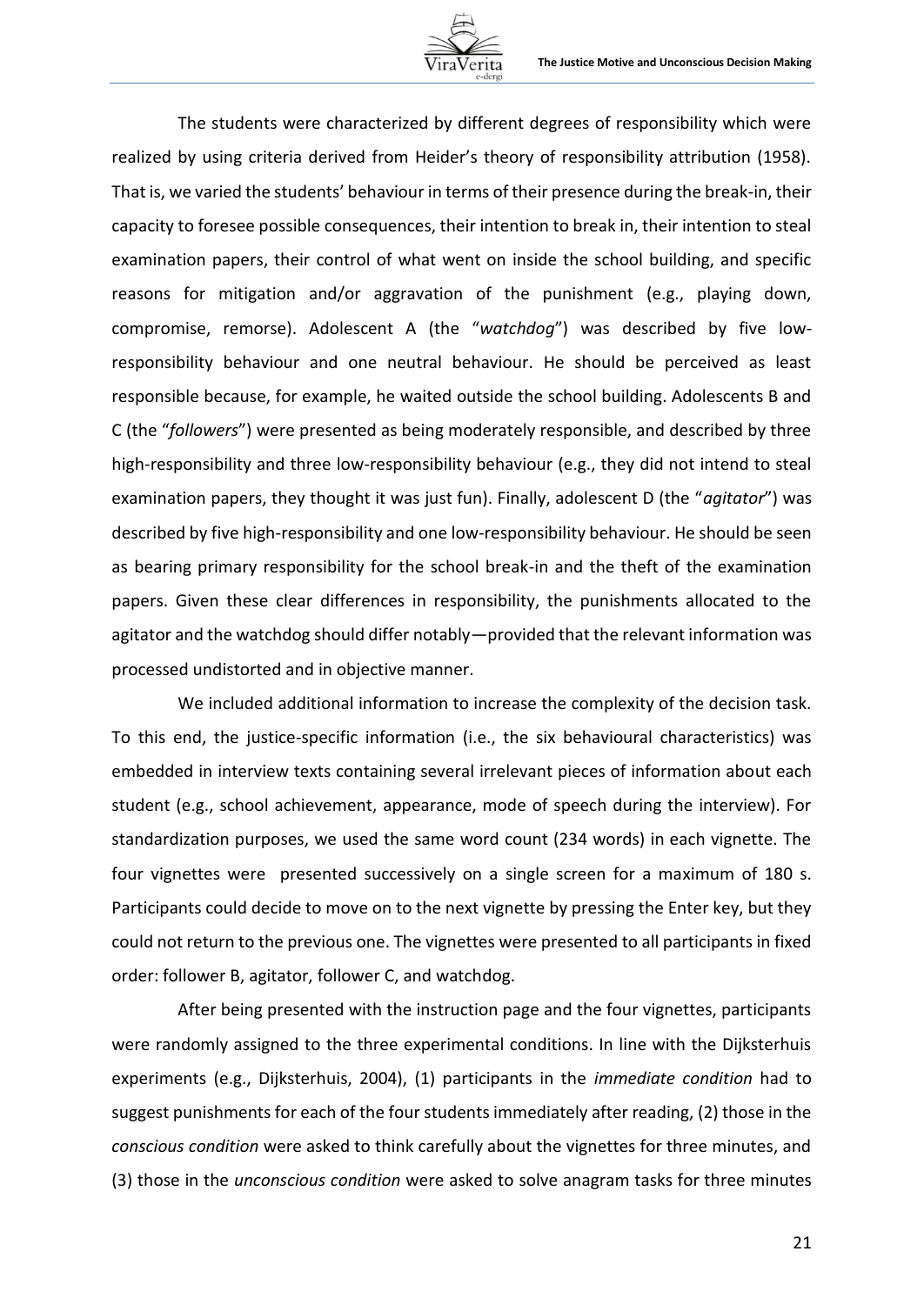The students were characterized by different degrees of responsibility which were realized by using criteria derived from Heider's theory of responsibility attribution (1958). That is, we varied the students' behaviour in terms of their presence during the break-in, their capacity to foresee possible consequences, their intention to break in, their intention to steal examination papers, their control of what went on inside the school building, and specific reasons for mitigation and/or aggravation of the punishment (e.g., playing down, compromise, remorse). Adolescent A (the "*watchdog*") was described by five low-responsibility behaviour and one neutral behaviour. He should be perceived as least responsible because, for example, he waited outside the school building. Adolescents B and C (the "*followers*") were presented as being moderately responsible, and described by three high-responsibility and three low-responsibility behaviour (e.g., they did not intend to steal examination papers, they thought it was just fun). Finally, adolescent D (the "*agitator*") was described by five high-responsibility and one low-responsibility behaviour. He should be seen as bearing primary responsibility for the school break-in and the theft of the examination papers. Given these clear differences in responsibility, the punishments allocated to the agitator and the watchdog should differ notably—provided that the relevant information was processed undistorted and in objective manner.

We included additional information to increase the complexity of the decision task. To this end, the justice-specific information (i.e., the six behavioural characteristics) was embedded in interview texts containing several irrelevant pieces of information about each student (e.g., school achievement, appearance, mode of speech during the interview). For standardization purposes, we used the same word count (234 words) in each vignette. The four vignettes were presented successively on a single screen for a maximum of 180 s. Participants could decide to move on to the next vignette by pressing the Enter key, but they could not return to the previous one. The vignettes were presented to all participants in fixed order: follower B, agitator, follower C, and watchdog.

After being presented with the instruction page and the four vignettes, participants were randomly assigned to the three experimental conditions. In line with the Dijksterhuis experiments (e.g., Dijksterhuis, 2004), (1) participants in the *immediate condition* had to suggest punishments for each of the four students immediately after reading, (2) those in the *conscious condition* were asked to think carefully about the vignettes for three minutes, and (3) those in the *unconscious condition* were asked to solve anagram tasks for three minutes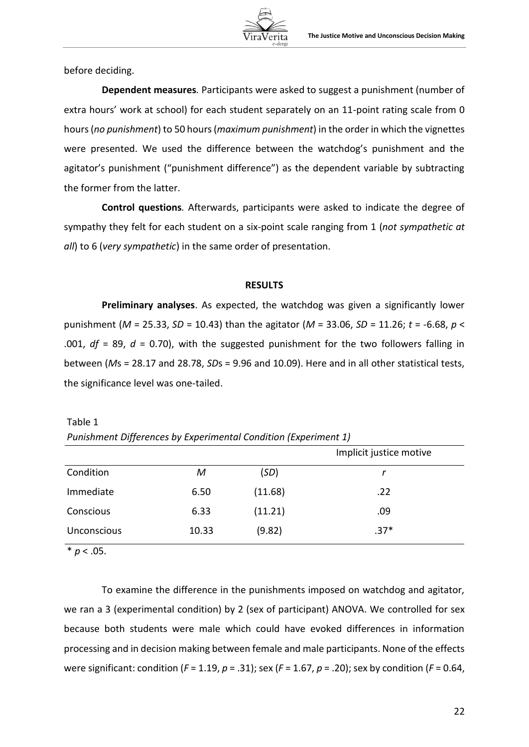before deciding.

**Dependent measures***.* Participants were asked to suggest a punishment (number of extra hours' work at school) for each student separately on an 11-point rating scale from 0 hours (*no punishment*) to 50 hours (*maximum punishment*) in the order in which the vignettes were presented. We used the difference between the watchdog's punishment and the agitator's punishment ("punishment difference") as the dependent variable by subtracting the former from the latter.

**Control questions***.* Afterwards, participants were asked to indicate the degree of sympathy they felt for each student on a six-point scale ranging from 1 (*not sympathetic at all*) to 6 (*very sympathetic*) in the same order of presentation.

## RESULTS

**Preliminary analyses**. As expected, the watchdog was given a significantly lower punishment ($M$ = 25.33, $SD$ = 10.43) than the agitator ($M$ = 33.06, $SD$ = 11.26; $t$ = -6.68, $p$ < .001, $df$ = 89, $d$ = 0.70), with the suggested punishment for the two followers falling in between ($M$s = 28.17 and 28.78, $SD$s = 9.96 and 10.09). Here and in all other statistical tests, the significance level was one-tailed.

Table 1

*Punishment Differences by Experimental Condition (Experiment 1)*

| | | | Implicit justice motive |
|---|---|---|---|
| Condition | $M$ | ($SD$) | $r$ |
| Immediate | 6.50 | (11.68) | .22 |
| Conscious | 6.33 | (11.21) | .09 |
| Unconscious | 10.33 | (9.82) | .37* |

* $p$ < .05.

To examine the difference in the punishments imposed on watchdog and agitator, we ran a 3 (experimental condition) by 2 (sex of participant) ANOVA. We controlled for sex because both students were male which could have evoked differences in information processing and in decision making between female and male participants. None of the effects were significant: condition ($F$ = 1.19, $p$ = .31); sex ($F$ = 1.67, $p$ = .20); sex by condition ($F$ = 0.64,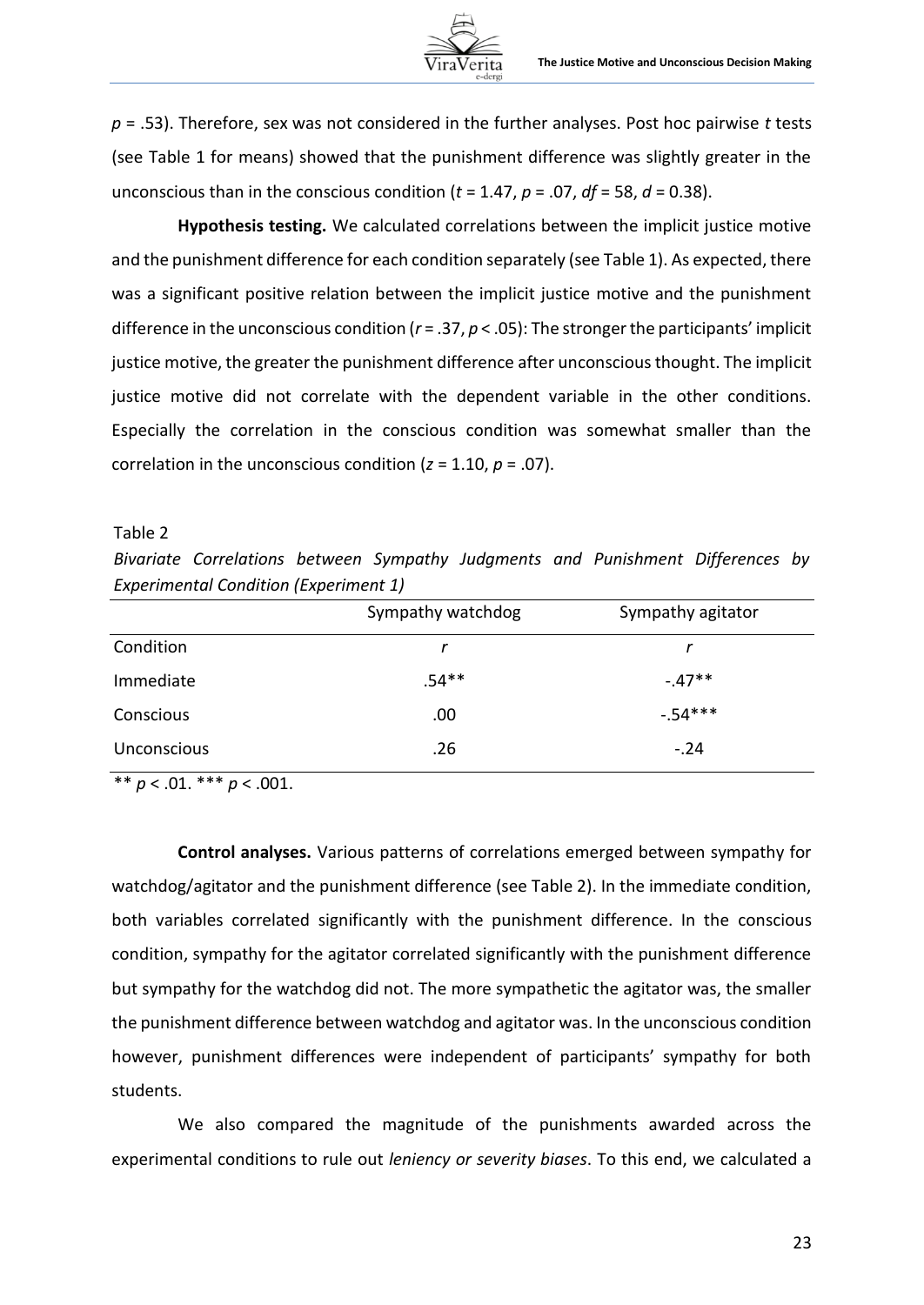$p = .53$). Therefore, sex was not considered in the further analyses. Post hoc pairwise *t* tests (see Table 1 for means) showed that the punishment difference was slightly greater in the unconscious than in the conscious condition ($t = 1.47$, $p = .07$, $df = 58$, $d = 0.38$).

**Hypothesis testing.** We calculated correlations between the implicit justice motive and the punishment difference for each condition separately (see Table 1). As expected, there was a significant positive relation between the implicit justice motive and the punishment difference in the unconscious condition ($r = .37$, $p < .05$): The stronger the participants' implicit justice motive, the greater the punishment difference after unconscious thought. The implicit justice motive did not correlate with the dependent variable in the other conditions. Especially the correlation in the conscious condition was somewhat smaller than the correlation in the unconscious condition ($z = 1.10$, $p = .07$).

Table 2

*Bivariate Correlations between Sympathy Judgments and Punishment Differences by Experimental Condition (Experiment 1)*

| | Sympathy watchdog | Sympathy agitator |
|---|---|---|
| Condition | *r* | *r* |
| Immediate | .54** | -.47** |
| Conscious | .00 | -.54*** |
| Unconscious | .26 | -.24 |

** $p < .01$. *** $p < .001$.

**Control analyses.** Various patterns of correlations emerged between sympathy for watchdog/agitator and the punishment difference (see Table 2). In the immediate condition, both variables correlated significantly with the punishment difference. In the conscious condition, sympathy for the agitator correlated significantly with the punishment difference but sympathy for the watchdog did not. The more sympathetic the agitator was, the smaller the punishment difference between watchdog and agitator was. In the unconscious condition however, punishment differences were independent of participants' sympathy for both students.

We also compared the magnitude of the punishments awarded across the experimental conditions to rule out *leniency or severity biases*. To this end, we calculated a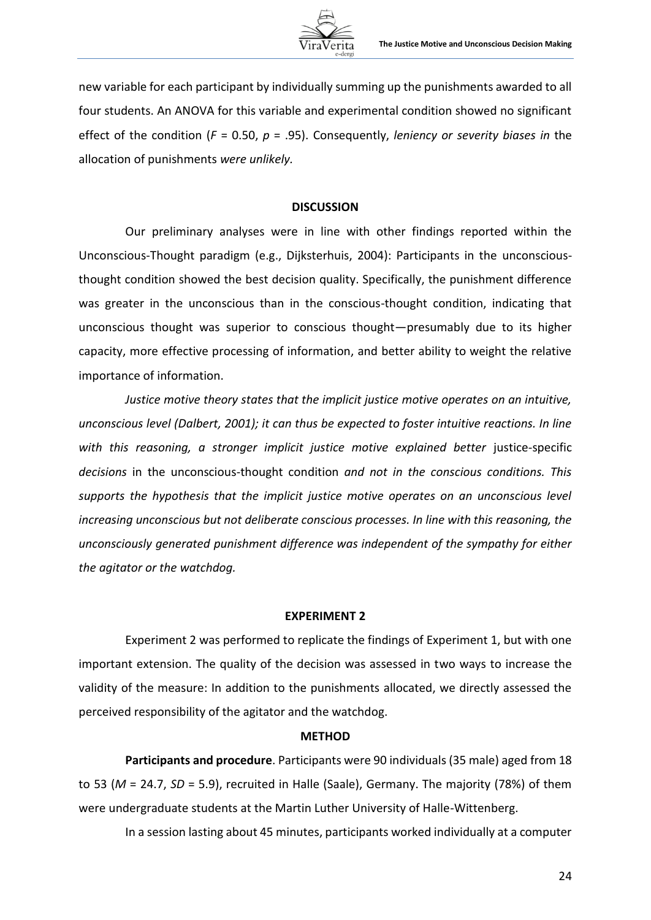new variable for each participant by individually summing up the punishments awarded to all four students. An ANOVA for this variable and experimental condition showed no significant effect of the condition ($F = 0.50$, $p = .95$). Consequently, *leniency or severity biases in* the allocation of punishments *were unlikely.*

## DISCUSSION

Our preliminary analyses were in line with other findings reported within the Unconscious-Thought paradigm (e.g., Dijksterhuis, 2004): Participants in the unconscious-thought condition showed the best decision quality. Specifically, the punishment difference was greater in the unconscious than in the conscious-thought condition, indicating that unconscious thought was superior to conscious thought—presumably due to its higher capacity, more effective processing of information, and better ability to weight the relative importance of information.

*Justice motive theory states that the implicit justice motive operates on an intuitive, unconscious level (Dalbert, 2001); it can thus be expected to foster intuitive reactions. In line with this reasoning, a stronger implicit justice motive explained better* justice-specific *decisions* in the unconscious-thought condition *and not in the conscious conditions. This supports the hypothesis that the implicit justice motive operates on an unconscious level increasing unconscious but not deliberate conscious processes. In line with this reasoning, the unconsciously generated punishment difference was independent of the sympathy for either the agitator or the watchdog.*

## EXPERIMENT 2

Experiment 2 was performed to replicate the findings of Experiment 1, but with one important extension. The quality of the decision was assessed in two ways to increase the validity of the measure: In addition to the punishments allocated, we directly assessed the perceived responsibility of the agitator and the watchdog.

## METHOD

**Participants and procedure**. Participants were 90 individuals (35 male) aged from 18 to 53 ($M = 24.7$, $SD = 5.9$), recruited in Halle (Saale), Germany. The majority (78%) of them were undergraduate students at the Martin Luther University of Halle-Wittenberg.

In a session lasting about 45 minutes, participants worked individually at a computer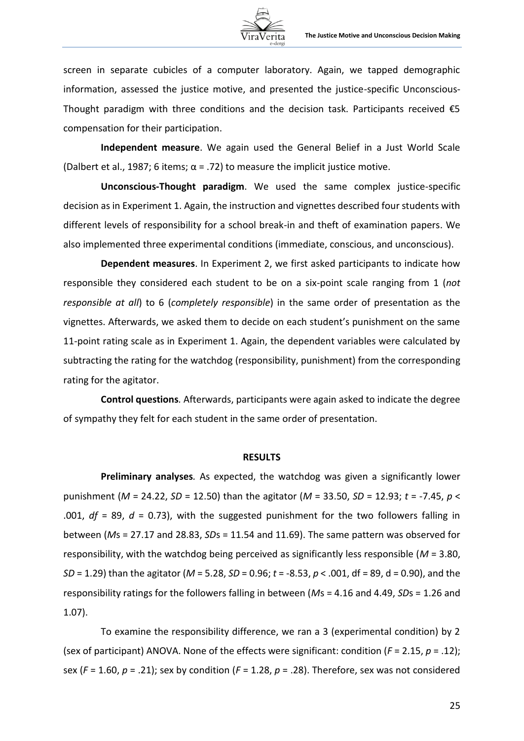screen in separate cubicles of a computer laboratory. Again, we tapped demographic information, assessed the justice motive, and presented the justice-specific Unconscious-Thought paradigm with three conditions and the decision task. Participants received €5 compensation for their participation.

**Independent measure**. We again used the General Belief in a Just World Scale (Dalbert et al., 1987; 6 items; $\alpha = .72$) to measure the implicit justice motive.

**Unconscious-Thought paradigm**. We used the same complex justice-specific decision as in Experiment 1. Again, the instruction and vignettes described four students with different levels of responsibility for a school break-in and theft of examination papers. We also implemented three experimental conditions (immediate, conscious, and unconscious).

**Dependent measures**. In Experiment 2, we first asked participants to indicate how responsible they considered each student to be on a six-point scale ranging from 1 (*not responsible at all*) to 6 (*completely responsible*) in the same order of presentation as the vignettes. Afterwards, we asked them to decide on each student's punishment on the same 11-point rating scale as in Experiment 1. Again, the dependent variables were calculated by subtracting the rating for the watchdog (responsibility, punishment) from the corresponding rating for the agitator.

**Control questions**. Afterwards, participants were again asked to indicate the degree of sympathy they felt for each student in the same order of presentation.

## RESULTS

**Preliminary analyses**. As expected, the watchdog was given a significantly lower punishment ($M = 24.22$, $SD = 12.50$) than the agitator ($M = 33.50$, $SD = 12.93$; $t = -7.45$, $p < .001$, $df = 89$, $d = 0.73$), with the suggested punishment for the two followers falling in between (*M*s = 27.17 and 28.83, *SD*s = 11.54 and 11.69). The same pattern was observed for responsibility, with the watchdog being perceived as significantly less responsible ($M = 3.80$, $SD = 1.29$) than the agitator ($M = 5.28$, $SD = 0.96$; $t = -8.53$, $p < .001$, df = 89, d = 0.90), and the responsibility ratings for the followers falling in between (*M*s = 4.16 and 4.49, *SD*s = 1.26 and 1.07).

To examine the responsibility difference, we ran a 3 (experimental condition) by 2 (sex of participant) ANOVA. None of the effects were significant: condition ($F = 2.15$, $p = .12$); sex ($F = 1.60$, $p = .21$); sex by condition ($F = 1.28$, $p = .28$). Therefore, sex was not considered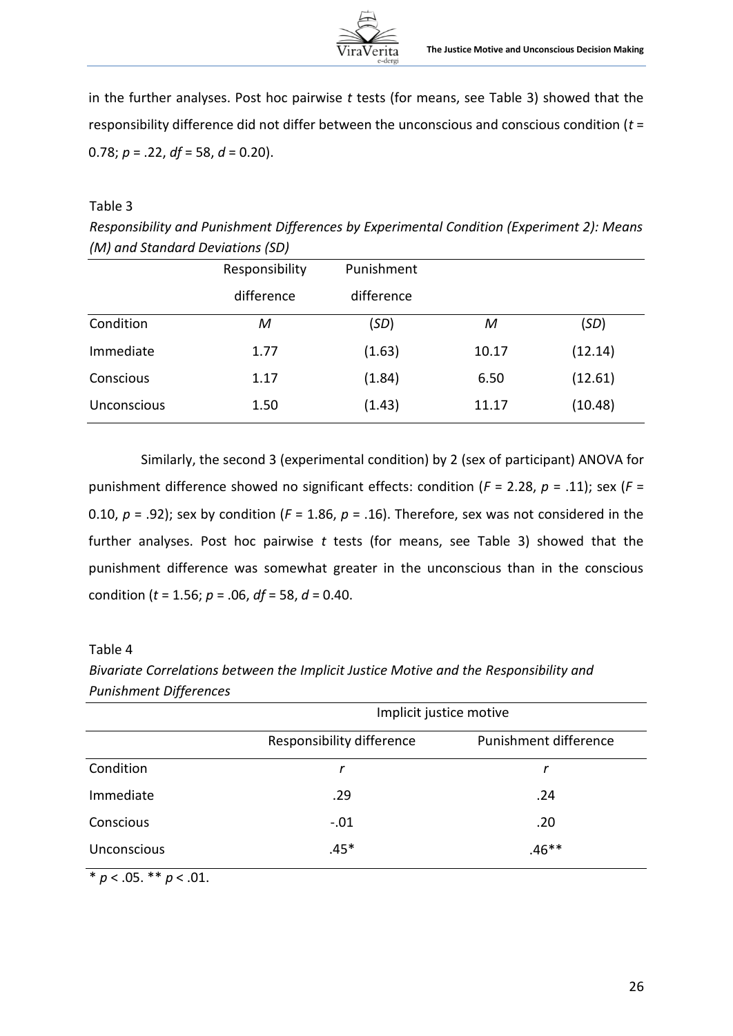in the further analyses. Post hoc pairwise *t* tests (for means, see Table 3) showed that the responsibility difference did not differ between the unconscious and conscious condition ($t$ = 0.78; $p$ = .22, $df$ = 58, $d$ = 0.20).

Table 3

*Responsibility and Punishment Differences by Experimental Condition (Experiment 2): Means (M) and Standard Deviations (SD)*

| | Responsibility difference | Punishment difference | | |
|---|---|---|---|---|
| Condition | *M* | (*SD*) | *M* | (*SD*) |
| Immediate | 1.77 | (1.63) | 10.17 | (12.14) |
| Conscious | 1.17 | (1.84) | 6.50 | (12.61) |
| Unconscious | 1.50 | (1.43) | 11.17 | (10.48) |

Similarly, the second 3 (experimental condition) by 2 (sex of participant) ANOVA for punishment difference showed no significant effects: condition ($F$ = 2.28, $p$ = .11); sex ($F$ = 0.10, $p$ = .92); sex by condition ($F$ = 1.86, $p$ = .16). Therefore, sex was not considered in the further analyses. Post hoc pairwise *t* tests (for means, see Table 3) showed that the punishment difference was somewhat greater in the unconscious than in the conscious condition ($t$ = 1.56; $p$ = .06, $df$ = 58, $d$ = 0.40.

Table 4

*Bivariate Correlations between the Implicit Justice Motive and the Responsibility and Punishment Differences*

| | Implicit justice motive | |
|---|---|---|
| | Responsibility difference | Punishment difference |
| Condition | *r* | *r* |
| Immediate | .29 | .24 |
| Conscious | -.01 | .20 |
| Unconscious | .45* | .46** |

\* $p < .05$. ** $p < .01$.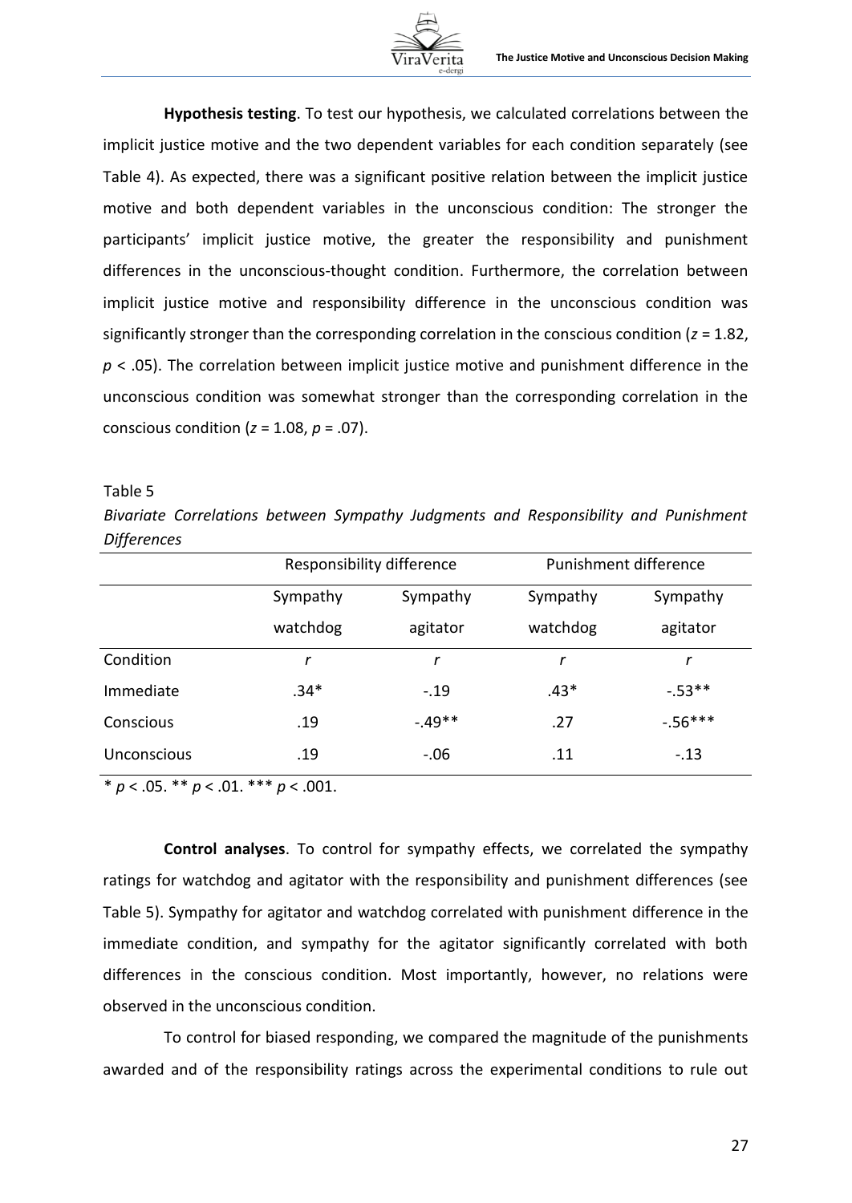**Hypothesis testing**. To test our hypothesis, we calculated correlations between the implicit justice motive and the two dependent variables for each condition separately (see Table 4). As expected, there was a significant positive relation between the implicit justice motive and both dependent variables in the unconscious condition: The stronger the participants' implicit justice motive, the greater the responsibility and punishment differences in the unconscious-thought condition. Furthermore, the correlation between implicit justice motive and responsibility difference in the unconscious condition was significantly stronger than the corresponding correlation in the conscious condition ($z$ = 1.82, $p$ < .05). The correlation between implicit justice motive and punishment difference in the unconscious condition was somewhat stronger than the corresponding correlation in the conscious condition ($z$ = 1.08, $p$ = .07).

Table 5

*Bivariate Correlations between Sympathy Judgments and Responsibility and Punishment Differences*

| | Responsibility difference | | Punishment difference | |
|---|---|---|---|---|
| | Sympathy watchdog | Sympathy agitator | Sympathy watchdog | Sympathy agitator |
| Condition | *r* | *r* | *r* | *r* |
| Immediate | .34* | -.19 | .43* | -.53** |
| Conscious | .19 | -.49** | .27 | -.56*** |
| Unconscious | .19 | -.06 | .11 | -.13 |

* $p$ < .05. ** $p$ < .01. *** $p$ < .001.

**Control analyses**. To control for sympathy effects, we correlated the sympathy ratings for watchdog and agitator with the responsibility and punishment differences (see Table 5). Sympathy for agitator and watchdog correlated with punishment difference in the immediate condition, and sympathy for the agitator significantly correlated with both differences in the conscious condition. Most importantly, however, no relations were observed in the unconscious condition.

To control for biased responding, we compared the magnitude of the punishments awarded and of the responsibility ratings across the experimental conditions to rule out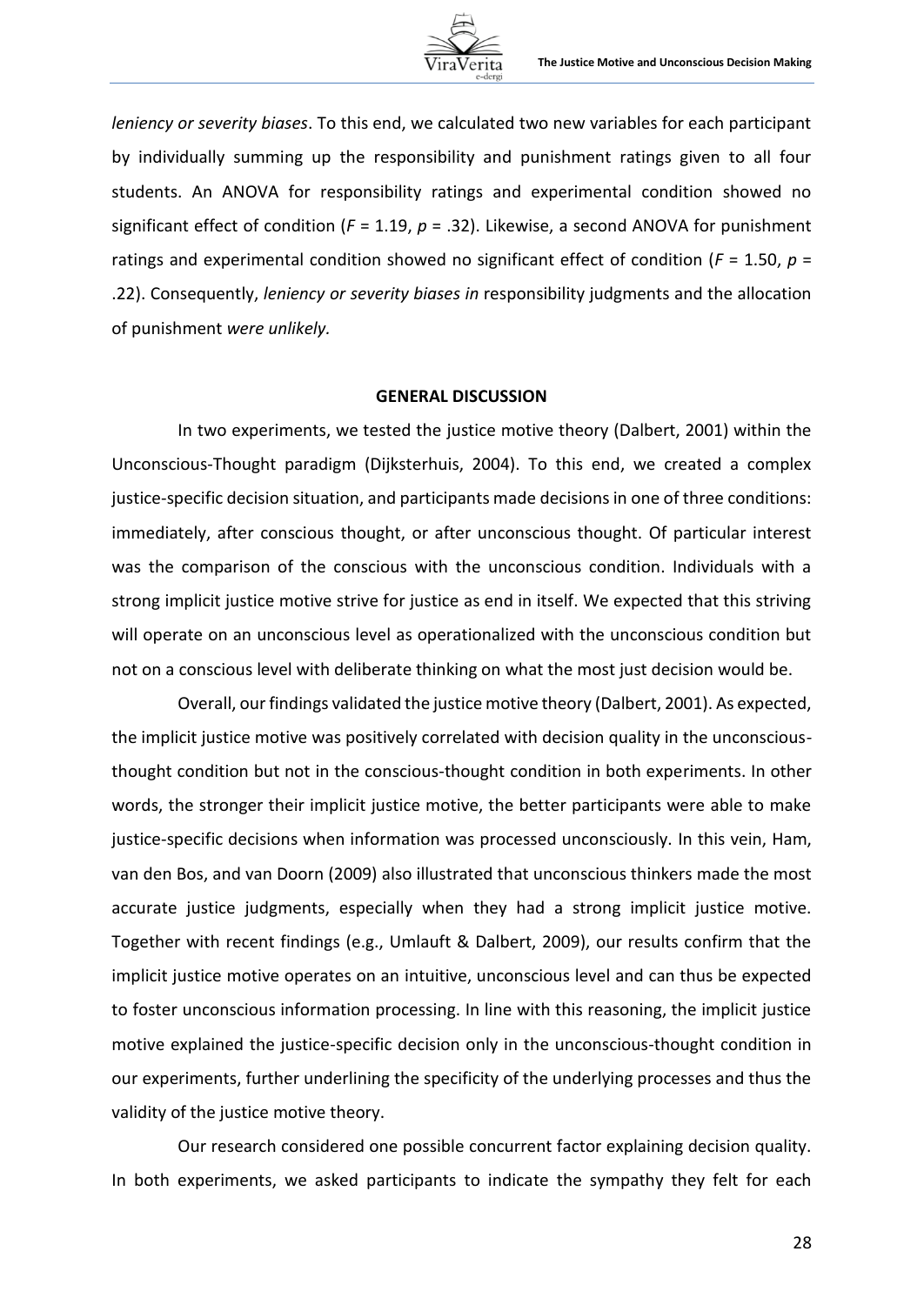*leniency or severity biases*. To this end, we calculated two new variables for each participant by individually summing up the responsibility and punishment ratings given to all four students. An ANOVA for responsibility ratings and experimental condition showed no significant effect of condition ($F = 1.19$, $p = .32$). Likewise, a second ANOVA for punishment ratings and experimental condition showed no significant effect of condition ($F = 1.50$, $p = .22$). Consequently, *leniency or severity biases in* responsibility judgments and the allocation of punishment *were unlikely.*

## GENERAL DISCUSSION

In two experiments, we tested the justice motive theory (Dalbert, 2001) within the Unconscious-Thought paradigm (Dijksterhuis, 2004). To this end, we created a complex justice-specific decision situation, and participants made decisions in one of three conditions: immediately, after conscious thought, or after unconscious thought. Of particular interest was the comparison of the conscious with the unconscious condition. Individuals with a strong implicit justice motive strive for justice as end in itself. We expected that this striving will operate on an unconscious level as operationalized with the unconscious condition but not on a conscious level with deliberate thinking on what the most just decision would be.

Overall, our findings validated the justice motive theory (Dalbert, 2001). As expected, the implicit justice motive was positively correlated with decision quality in the unconscious-thought condition but not in the conscious-thought condition in both experiments. In other words, the stronger their implicit justice motive, the better participants were able to make justice-specific decisions when information was processed unconsciously. In this vein, Ham, van den Bos, and van Doorn (2009) also illustrated that unconscious thinkers made the most accurate justice judgments, especially when they had a strong implicit justice motive. Together with recent findings (e.g., Umlauft & Dalbert, 2009), our results confirm that the implicit justice motive operates on an intuitive, unconscious level and can thus be expected to foster unconscious information processing. In line with this reasoning, the implicit justice motive explained the justice-specific decision only in the unconscious-thought condition in our experiments, further underlining the specificity of the underlying processes and thus the validity of the justice motive theory.

Our research considered one possible concurrent factor explaining decision quality. In both experiments, we asked participants to indicate the sympathy they felt for each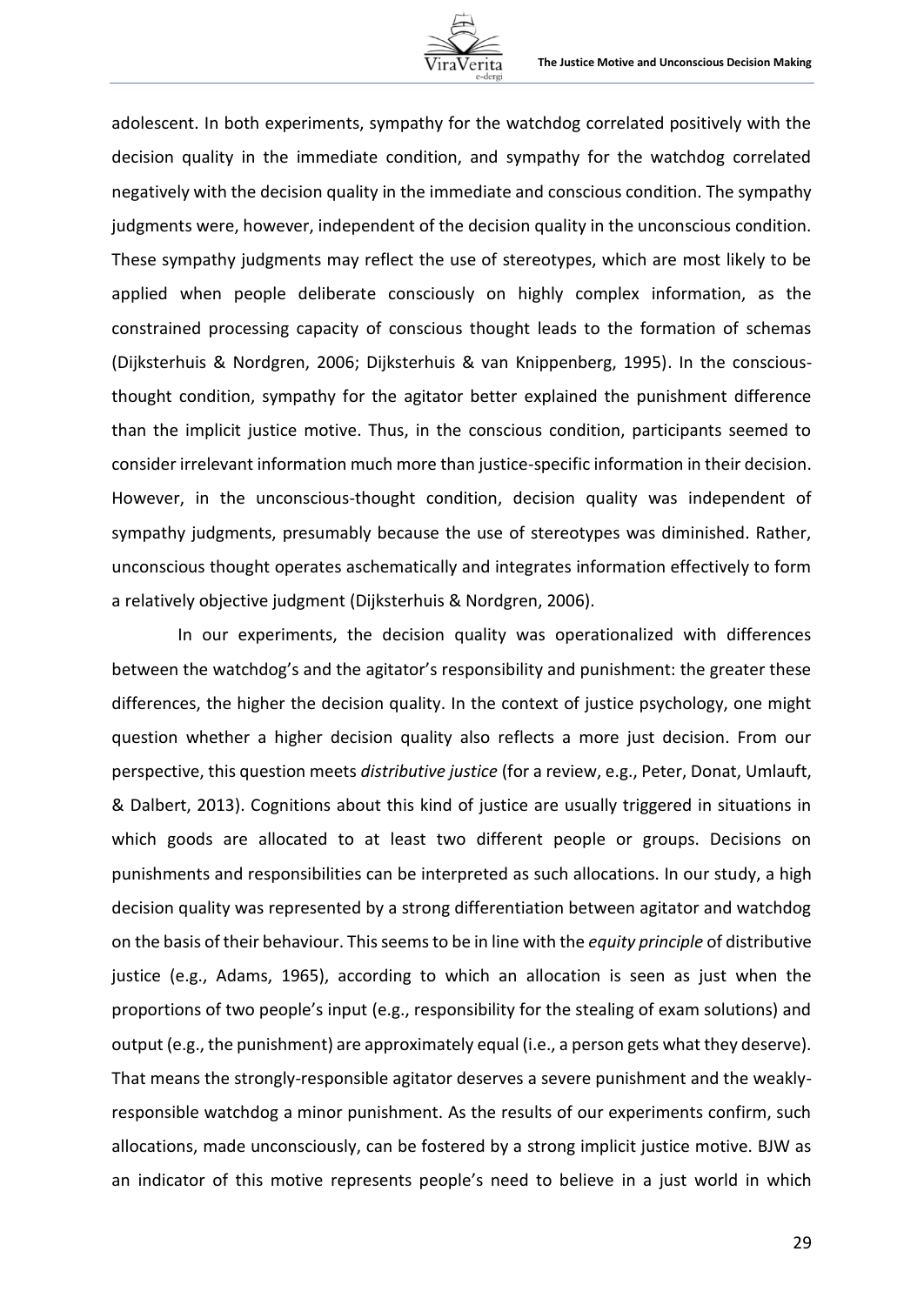adolescent. In both experiments, sympathy for the watchdog correlated positively with the decision quality in the immediate condition, and sympathy for the watchdog correlated negatively with the decision quality in the immediate and conscious condition. The sympathy judgments were, however, independent of the decision quality in the unconscious condition. These sympathy judgments may reflect the use of stereotypes, which are most likely to be applied when people deliberate consciously on highly complex information, as the constrained processing capacity of conscious thought leads to the formation of schemas (Dijksterhuis & Nordgren, 2006; Dijksterhuis & van Knippenberg, 1995). In the conscious-thought condition, sympathy for the agitator better explained the punishment difference than the implicit justice motive. Thus, in the conscious condition, participants seemed to consider irrelevant information much more than justice-specific information in their decision. However, in the unconscious-thought condition, decision quality was independent of sympathy judgments, presumably because the use of stereotypes was diminished. Rather, unconscious thought operates aschematically and integrates information effectively to form a relatively objective judgment (Dijksterhuis & Nordgren, 2006).

In our experiments, the decision quality was operationalized with differences between the watchdog's and the agitator's responsibility and punishment: the greater these differences, the higher the decision quality. In the context of justice psychology, one might question whether a higher decision quality also reflects a more just decision. From our perspective, this question meets *distributive justice* (for a review, e.g., Peter, Donat, Umlauft, & Dalbert, 2013). Cognitions about this kind of justice are usually triggered in situations in which goods are allocated to at least two different people or groups. Decisions on punishments and responsibilities can be interpreted as such allocations. In our study, a high decision quality was represented by a strong differentiation between agitator and watchdog on the basis of their behaviour. This seems to be in line with the *equity principle* of distributive justice (e.g., Adams, 1965), according to which an allocation is seen as just when the proportions of two people's input (e.g., responsibility for the stealing of exam solutions) and output (e.g., the punishment) are approximately equal (i.e., a person gets what they deserve). That means the strongly-responsible agitator deserves a severe punishment and the weakly-responsible watchdog a minor punishment. As the results of our experiments confirm, such allocations, made unconsciously, can be fostered by a strong implicit justice motive. BJW as an indicator of this motive represents people's need to believe in a just world in which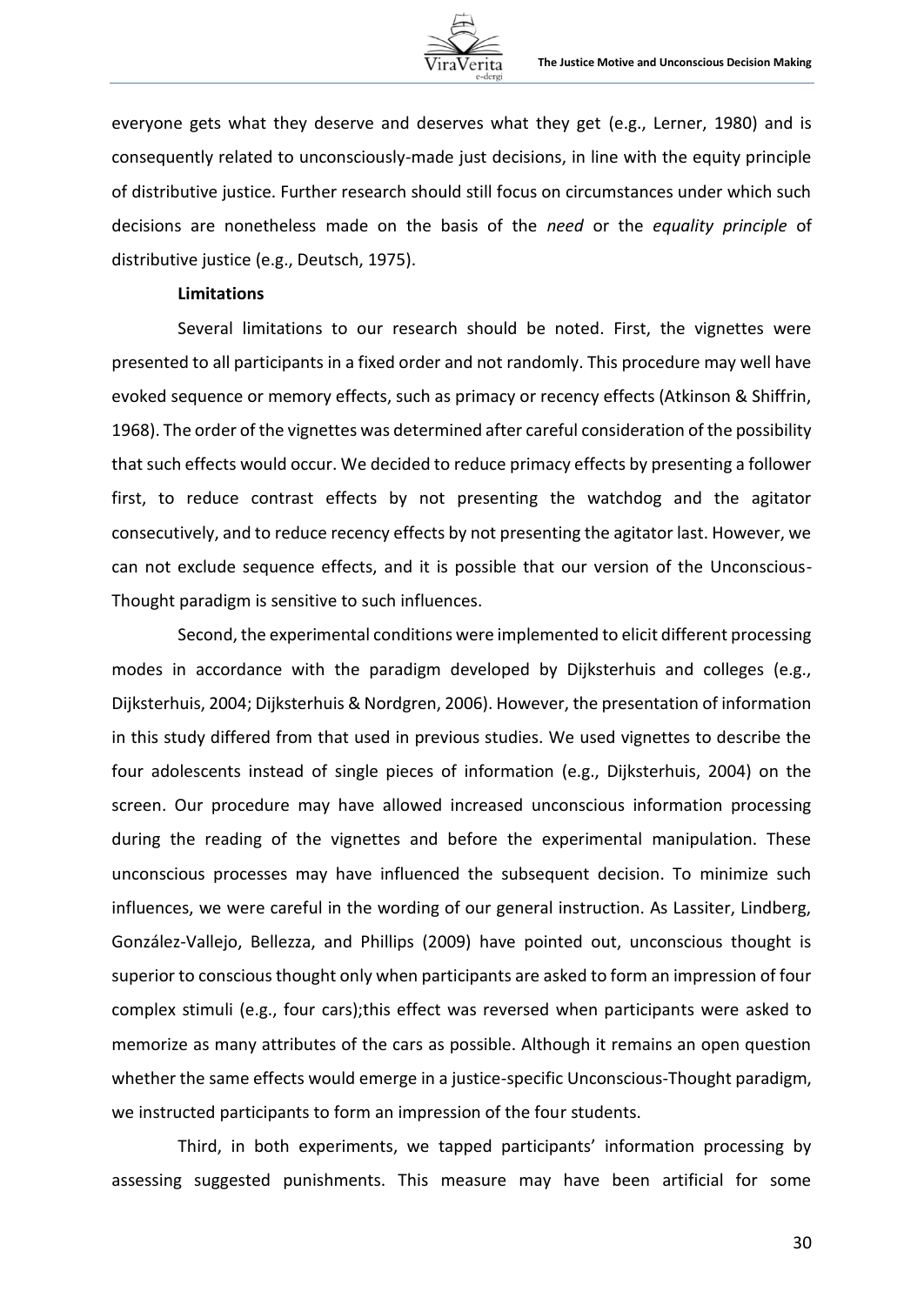everyone gets what they deserve and deserves what they get (e.g., Lerner, 1980) and is consequently related to unconsciously-made just decisions, in line with the equity principle of distributive justice. Further research should still focus on circumstances under which such decisions are nonetheless made on the basis of the *need* or the *equality principle* of distributive justice (e.g., Deutsch, 1975).

**Limitations**

Several limitations to our research should be noted. First, the vignettes were presented to all participants in a fixed order and not randomly. This procedure may well have evoked sequence or memory effects, such as primacy or recency effects (Atkinson & Shiffrin, 1968). The order of the vignettes was determined after careful consideration of the possibility that such effects would occur. We decided to reduce primacy effects by presenting a follower first, to reduce contrast effects by not presenting the watchdog and the agitator consecutively, and to reduce recency effects by not presenting the agitator last. However, we can not exclude sequence effects, and it is possible that our version of the Unconscious-Thought paradigm is sensitive to such influences.

Second, the experimental conditions were implemented to elicit different processing modes in accordance with the paradigm developed by Dijksterhuis and colleges (e.g., Dijksterhuis, 2004; Dijksterhuis & Nordgren, 2006). However, the presentation of information in this study differed from that used in previous studies. We used vignettes to describe the four adolescents instead of single pieces of information (e.g., Dijksterhuis, 2004) on the screen. Our procedure may have allowed increased unconscious information processing during the reading of the vignettes and before the experimental manipulation. These unconscious processes may have influenced the subsequent decision. To minimize such influences, we were careful in the wording of our general instruction. As Lassiter, Lindberg, González-Vallejo, Bellezza, and Phillips (2009) have pointed out, unconscious thought is superior to conscious thought only when participants are asked to form an impression of four complex stimuli (e.g., four cars);this effect was reversed when participants were asked to memorize as many attributes of the cars as possible. Although it remains an open question whether the same effects would emerge in a justice-specific Unconscious-Thought paradigm, we instructed participants to form an impression of the four students.

Third, in both experiments, we tapped participants' information processing by assessing suggested punishments. This measure may have been artificial for some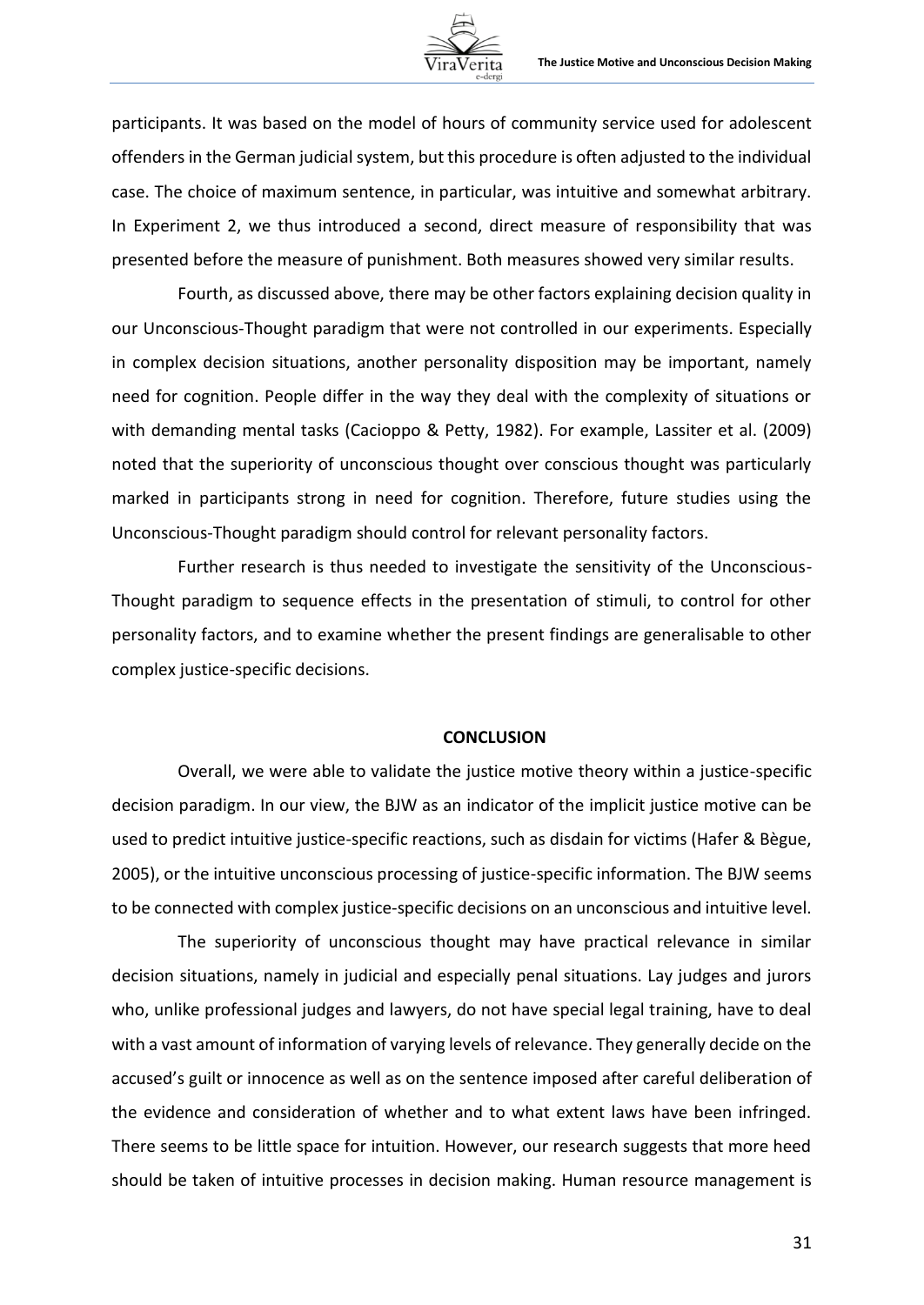participants. It was based on the model of hours of community service used for adolescent offenders in the German judicial system, but this procedure is often adjusted to the individual case. The choice of maximum sentence, in particular, was intuitive and somewhat arbitrary. In Experiment 2, we thus introduced a second, direct measure of responsibility that was presented before the measure of punishment. Both measures showed very similar results.

Fourth, as discussed above, there may be other factors explaining decision quality in our Unconscious-Thought paradigm that were not controlled in our experiments. Especially in complex decision situations, another personality disposition may be important, namely need for cognition. People differ in the way they deal with the complexity of situations or with demanding mental tasks (Cacioppo & Petty, 1982). For example, Lassiter et al. (2009) noted that the superiority of unconscious thought over conscious thought was particularly marked in participants strong in need for cognition. Therefore, future studies using the Unconscious-Thought paradigm should control for relevant personality factors.

Further research is thus needed to investigate the sensitivity of the Unconscious-Thought paradigm to sequence effects in the presentation of stimuli, to control for other personality factors, and to examine whether the present findings are generalisable to other complex justice-specific decisions.

## CONCLUSION

Overall, we were able to validate the justice motive theory within a justice-specific decision paradigm. In our view, the BJW as an indicator of the implicit justice motive can be used to predict intuitive justice-specific reactions, such as disdain for victims (Hafer & Bègue, 2005), or the intuitive unconscious processing of justice-specific information. The BJW seems to be connected with complex justice-specific decisions on an unconscious and intuitive level.

The superiority of unconscious thought may have practical relevance in similar decision situations, namely in judicial and especially penal situations. Lay judges and jurors who, unlike professional judges and lawyers, do not have special legal training, have to deal with a vast amount of information of varying levels of relevance. They generally decide on the accused's guilt or innocence as well as on the sentence imposed after careful deliberation of the evidence and consideration of whether and to what extent laws have been infringed. There seems to be little space for intuition. However, our research suggests that more heed should be taken of intuitive processes in decision making. Human resource management is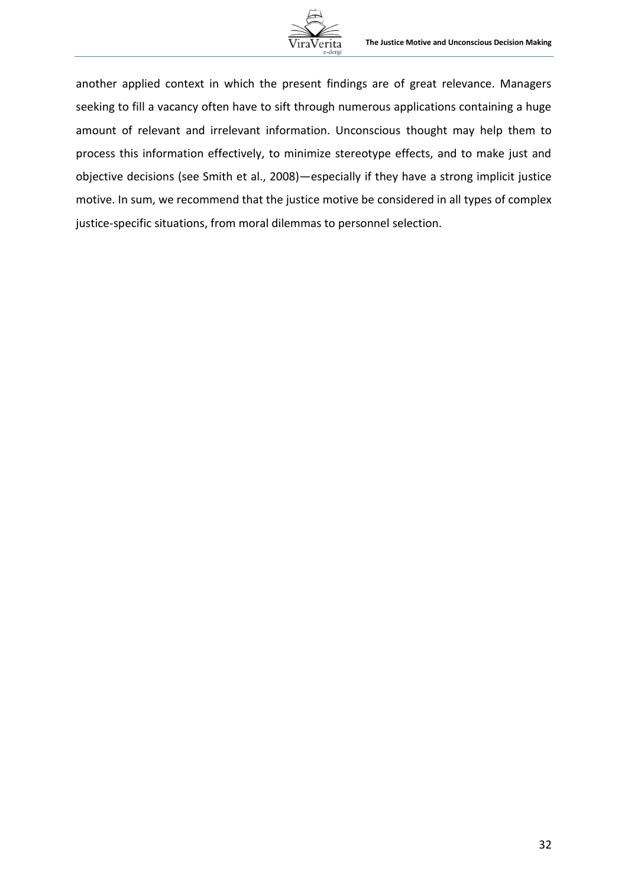another applied context in which the present findings are of great relevance. Managers seeking to fill a vacancy often have to sift through numerous applications containing a huge amount of relevant and irrelevant information. Unconscious thought may help them to process this information effectively, to minimize stereotype effects, and to make just and objective decisions (see Smith et al., 2008)—especially if they have a strong implicit justice motive. In sum, we recommend that the justice motive be considered in all types of complex justice-specific situations, from moral dilemmas to personnel selection.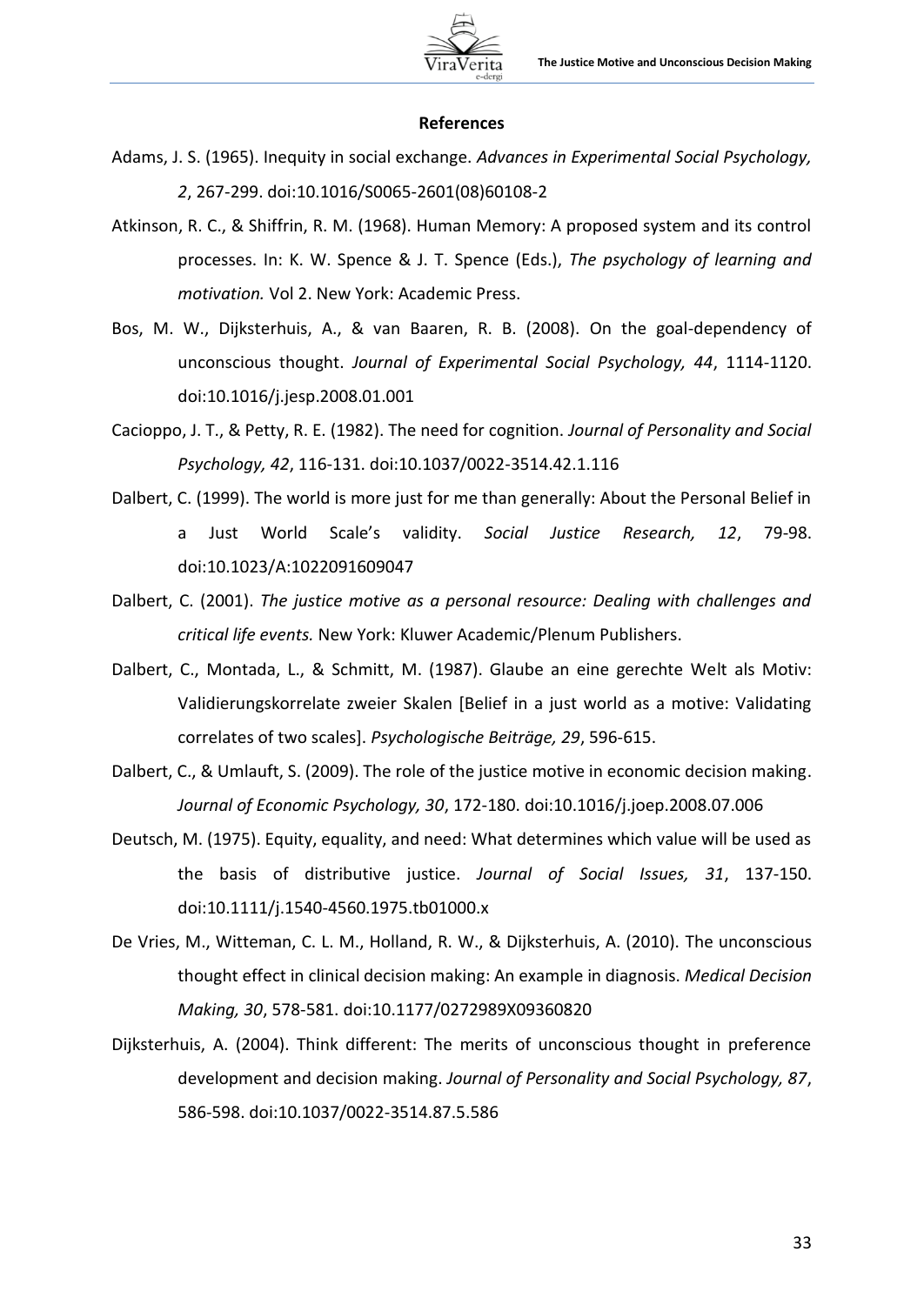## References

Adams, J. S. (1965). Inequity in social exchange. *Advances in Experimental Social Psychology, 2*, 267-299. doi:10.1016/S0065-2601(08)60108-2

Atkinson, R. C., & Shiffrin, R. M. (1968). Human Memory: A proposed system and its control processes. In: K. W. Spence & J. T. Spence (Eds.), *The psychology of learning and motivation.* Vol 2. New York: Academic Press.

Bos, M. W., Dijksterhuis, A., & van Baaren, R. B. (2008). On the goal-dependency of unconscious thought. *Journal of Experimental Social Psychology, 44*, 1114-1120. doi:10.1016/j.jesp.2008.01.001

Cacioppo, J. T., & Petty, R. E. (1982). The need for cognition. *Journal of Personality and Social Psychology, 42*, 116-131. doi:10.1037/0022-3514.42.1.116

Dalbert, C. (1999). The world is more just for me than generally: About the Personal Belief in a Just World Scale's validity. *Social Justice Research, 12*, 79-98. doi:10.1023/A:1022091609047

Dalbert, C. (2001). *The justice motive as a personal resource: Dealing with challenges and critical life events.* New York: Kluwer Academic/Plenum Publishers.

Dalbert, C., Montada, L., & Schmitt, M. (1987). Glaube an eine gerechte Welt als Motiv: Validierungskorrelate zweier Skalen [Belief in a just world as a motive: Validating correlates of two scales]. *Psychologische Beiträge, 29*, 596-615.

Dalbert, C., & Umlauft, S. (2009). The role of the justice motive in economic decision making. *Journal of Economic Psychology, 30*, 172-180. doi:10.1016/j.joep.2008.07.006

Deutsch, M. (1975). Equity, equality, and need: What determines which value will be used as the basis of distributive justice. *Journal of Social Issues, 31*, 137-150. doi:10.1111/j.1540-4560.1975.tb01000.x

De Vries, M., Witteman, C. L. M., Holland, R. W., & Dijksterhuis, A. (2010). The unconscious thought effect in clinical decision making: An example in diagnosis. *Medical Decision Making, 30*, 578-581. doi:10.1177/0272989X09360820

Dijksterhuis, A. (2004). Think different: The merits of unconscious thought in preference development and decision making. *Journal of Personality and Social Psychology, 87*, 586-598. doi:10.1037/0022-3514.87.5.586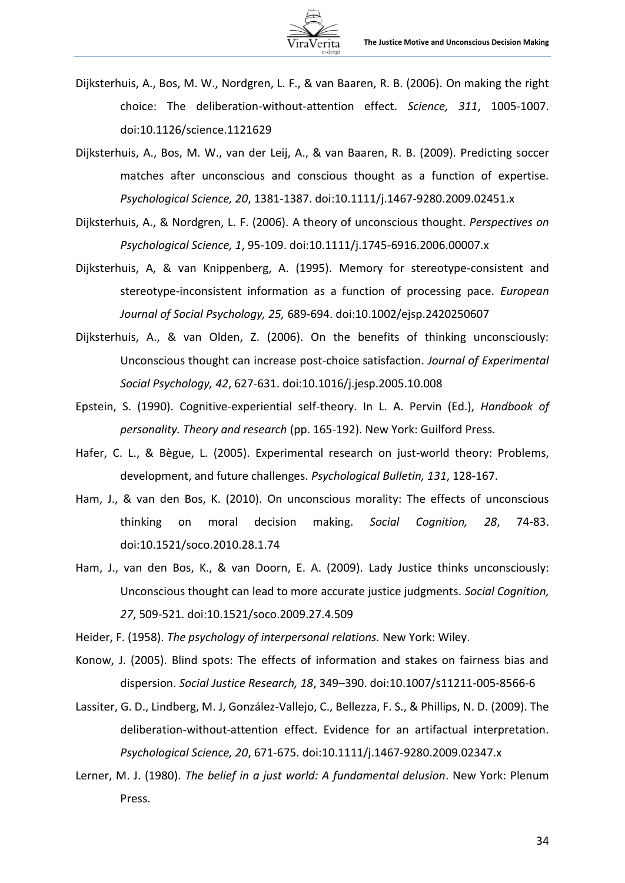Dijksterhuis, A., Bos, M. W., Nordgren, L. F., & van Baaren, R. B. (2006). On making the right choice: The deliberation-without-attention effect. *Science, 311*, 1005-1007. doi:10.1126/science.1121629

Dijksterhuis, A., Bos, M. W., van der Leij, A., & van Baaren, R. B. (2009). Predicting soccer matches after unconscious and conscious thought as a function of expertise. *Psychological Science, 20*, 1381-1387. doi:10.1111/j.1467-9280.2009.02451.x

Dijksterhuis, A., & Nordgren, L. F. (2006). A theory of unconscious thought. *Perspectives on Psychological Science, 1*, 95-109. doi:10.1111/j.1745-6916.2006.00007.x

Dijksterhuis, A, & van Knippenberg, A. (1995). Memory for stereotype-consistent and stereotype-inconsistent information as a function of processing pace. *European Journal of Social Psychology, 25,* 689-694. doi:10.1002/ejsp.2420250607

Dijksterhuis, A., & van Olden, Z. (2006). On the benefits of thinking unconsciously: Unconscious thought can increase post-choice satisfaction. *Journal of Experimental Social Psychology, 42*, 627-631. doi:10.1016/j.jesp.2005.10.008

Epstein, S. (1990). Cognitive-experiential self-theory. In L. A. Pervin (Ed.), *Handbook of personality. Theory and research* (pp. 165-192). New York: Guilford Press.

Hafer, C. L., & Bègue, L. (2005). Experimental research on just-world theory: Problems, development, and future challenges. *Psychological Bulletin, 131*, 128-167.

Ham, J., & van den Bos, K. (2010). On unconscious morality: The effects of unconscious thinking on moral decision making. *Social Cognition, 28*, 74-83. doi:10.1521/soco.2010.28.1.74

Ham, J., van den Bos, K., & van Doorn, E. A. (2009). Lady Justice thinks unconsciously: Unconscious thought can lead to more accurate justice judgments. *Social Cognition, 27*, 509-521. doi:10.1521/soco.2009.27.4.509

Heider, F. (1958). *The psychology of interpersonal relations.* New York: Wiley.

Konow, J. (2005). Blind spots: The effects of information and stakes on fairness bias and dispersion. *Social Justice Research, 18*, 349–390. doi:10.1007/s11211-005-8566-6

Lassiter, G. D., Lindberg, M. J, González-Vallejo, C., Bellezza, F. S., & Phillips, N. D. (2009). The deliberation-without-attention effect. Evidence for an artifactual interpretation. *Psychological Science, 20*, 671-675. doi:10.1111/j.1467-9280.2009.02347.x

Lerner, M. J. (1980). *The belief in a just world: A fundamental delusion*. New York: Plenum Press.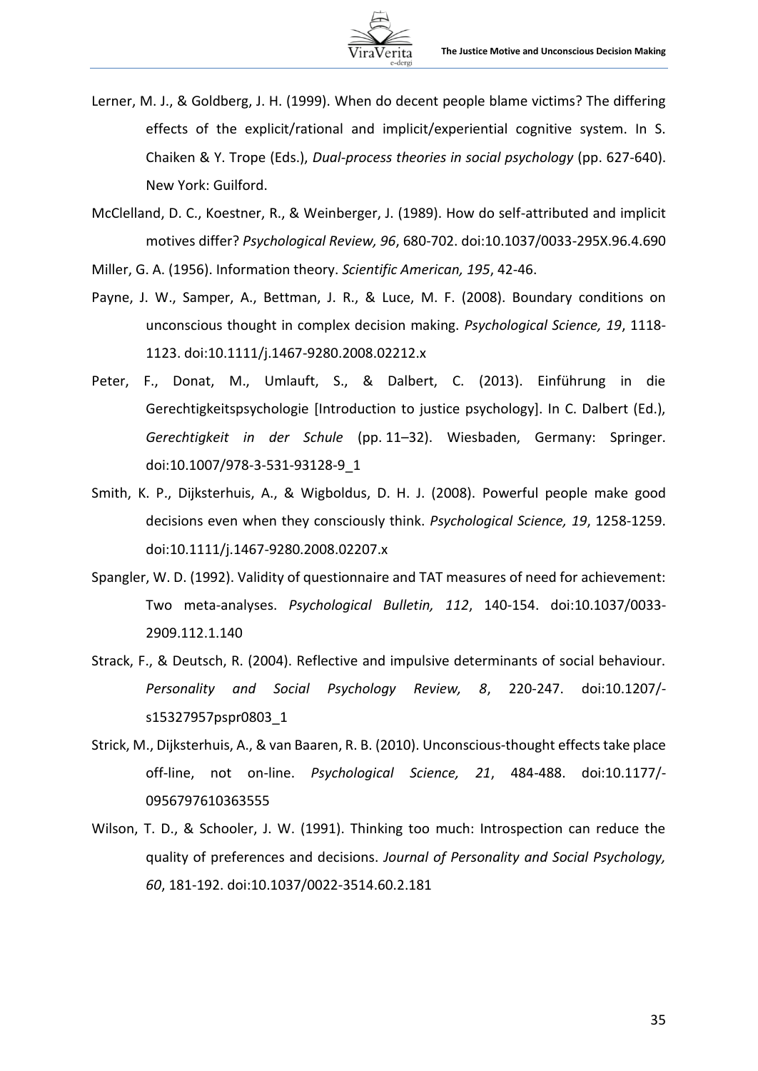Lerner, M. J., & Goldberg, J. H. (1999). When do decent people blame victims? The differing effects of the explicit/rational and implicit/experiential cognitive system. In S. Chaiken & Y. Trope (Eds.), *Dual-process theories in social psychology* (pp. 627-640). New York: Guilford.

McClelland, D. C., Koestner, R., & Weinberger, J. (1989). How do self-attributed and implicit motives differ? *Psychological Review, 96*, 680-702. doi:10.1037/0033-295X.96.4.690

Miller, G. A. (1956). Information theory. *Scientific American, 195*, 42-46.

Payne, J. W., Samper, A., Bettman, J. R., & Luce, M. F. (2008). Boundary conditions on unconscious thought in complex decision making. *Psychological Science, 19*, 1118-1123. doi:10.1111/j.1467-9280.2008.02212.x

Peter, F., Donat, M., Umlauft, S., & Dalbert, C. (2013). Einführung in die Gerechtigkeitspsychologie [Introduction to justice psychology]. In C. Dalbert (Ed.), *Gerechtigkeit in der Schule* (pp. 11–32). Wiesbaden, Germany: Springer. doi:10.1007/978-3-531-93128-9_1

Smith, K. P., Dijksterhuis, A., & Wigboldus, D. H. J. (2008). Powerful people make good decisions even when they consciously think. *Psychological Science, 19*, 1258-1259. doi:10.1111/j.1467-9280.2008.02207.x

Spangler, W. D. (1992). Validity of questionnaire and TAT measures of need for achievement: Two meta-analyses. *Psychological Bulletin, 112*, 140-154. doi:10.1037/0033-2909.112.1.140

Strack, F., & Deutsch, R. (2004). Reflective and impulsive determinants of social behaviour. *Personality and Social Psychology Review, 8*, 220-247. doi:10.1207/-s15327957pspr0803_1

Strick, M., Dijksterhuis, A., & van Baaren, R. B. (2010). Unconscious-thought effects take place off-line, not on-line. *Psychological Science, 21*, 484-488. doi:10.1177/-0956797610363555

Wilson, T. D., & Schooler, J. W. (1991). Thinking too much: Introspection can reduce the quality of preferences and decisions. *Journal of Personality and Social Psychology, 60*, 181-192. doi:10.1037/0022-3514.60.2.181